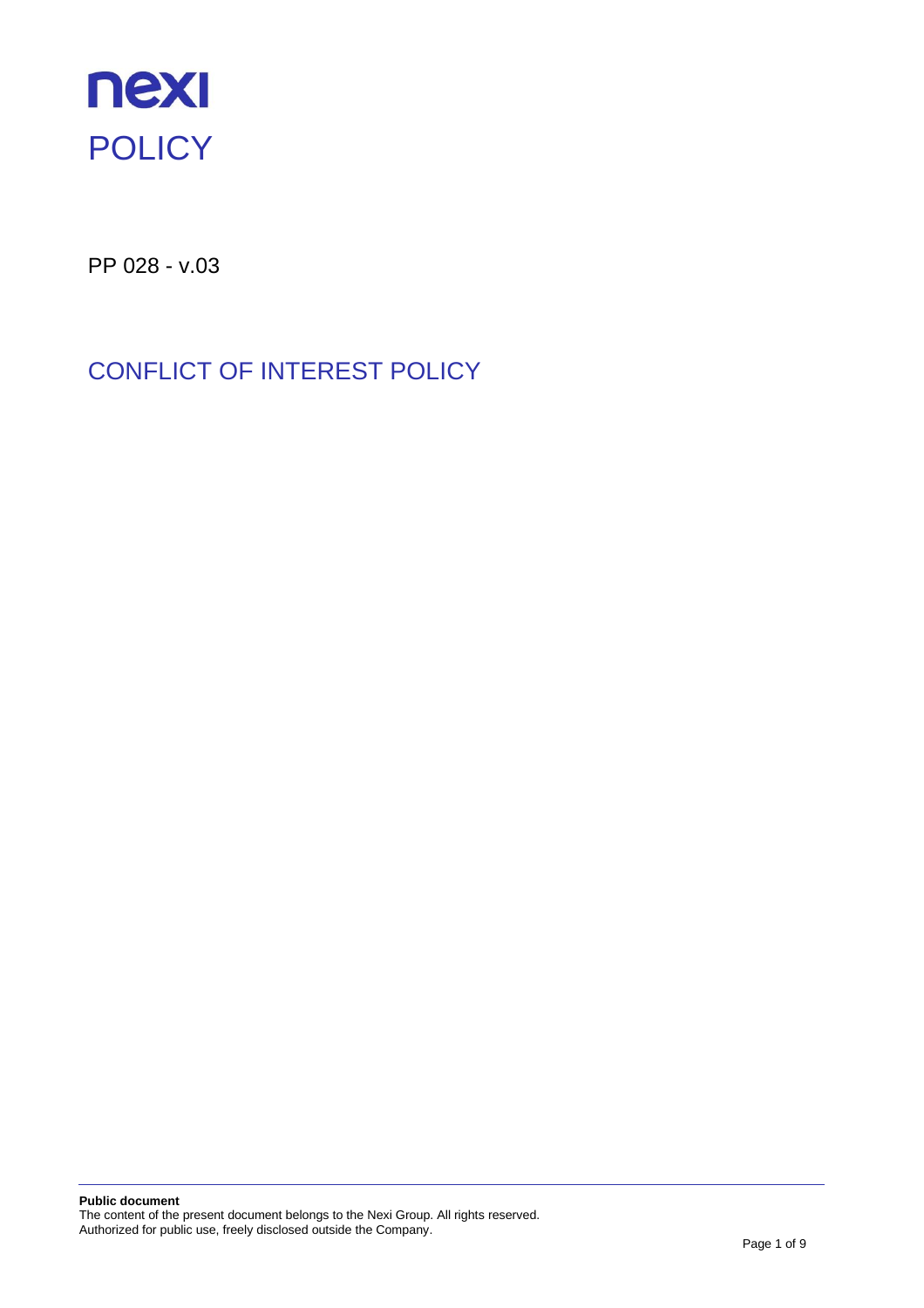nexi

# POLICY

PP 028 - v.03

## CONFLICT OF INTEREST POLICY

**Public document**
The content of the present document belongs to the Nexi Group. All rights reserved.
Authorized for public use, freely disclosed outside the Company.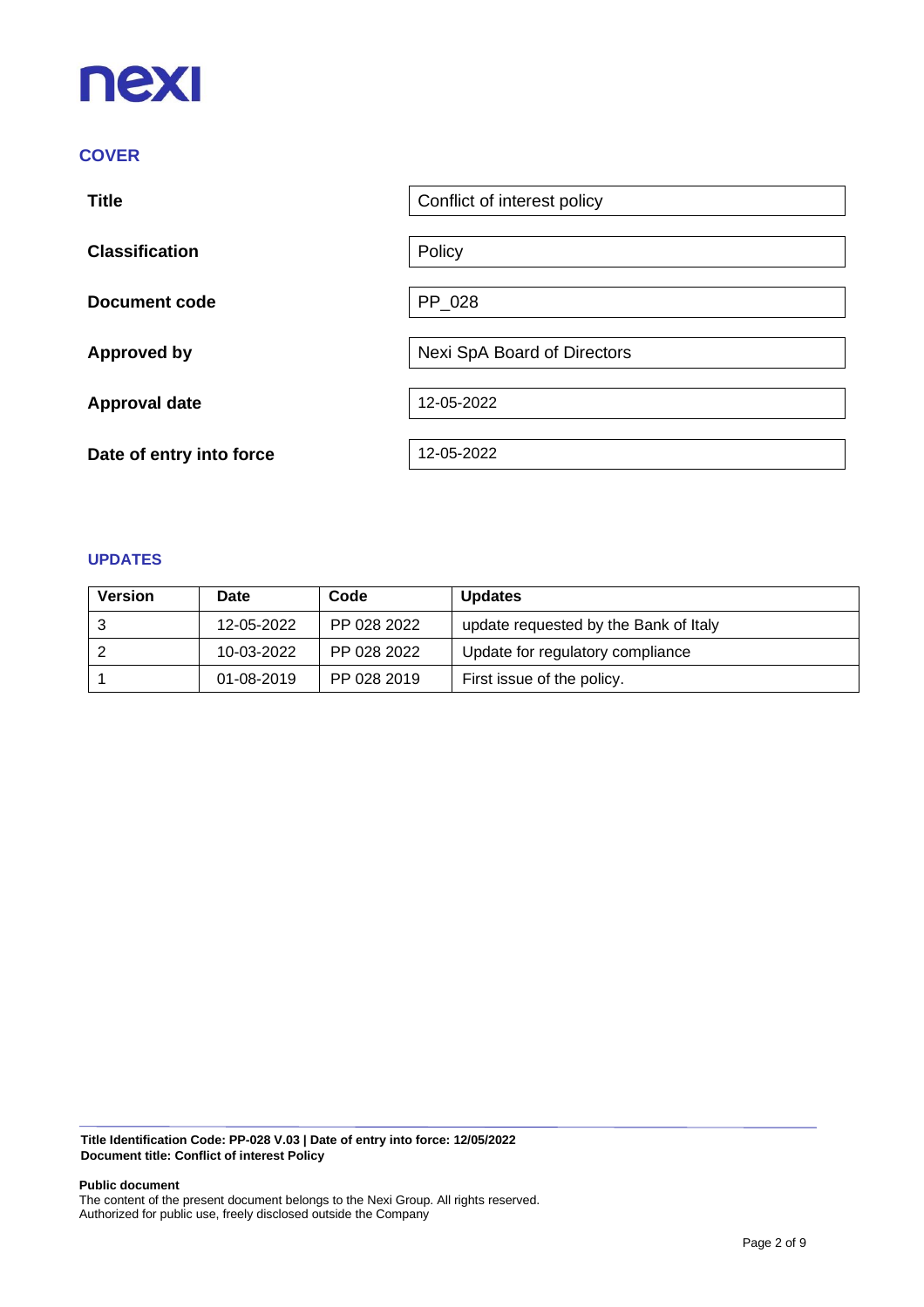## COVER

| | |
|---|---|
| **Title** | Conflict of interest policy |
| **Classification** | Policy |
| **Document code** | PP_028 |
| **Approved by** | Nexi SpA Board of Directors |
| **Approval date** | 12-05-2022 |
| **Date of entry into force** | 12-05-2022 |

## UPDATES

| Version | Date | Code | Updates |
|---|---|---|---|
| 3 | 12-05-2022 | PP 028 2022 | update requested by the Bank of Italy |
| 2 | 10-03-2022 | PP 028 2022 | Update for regulatory compliance |
| 1 | 01-08-2019 | PP 028 2019 | First issue of the policy. |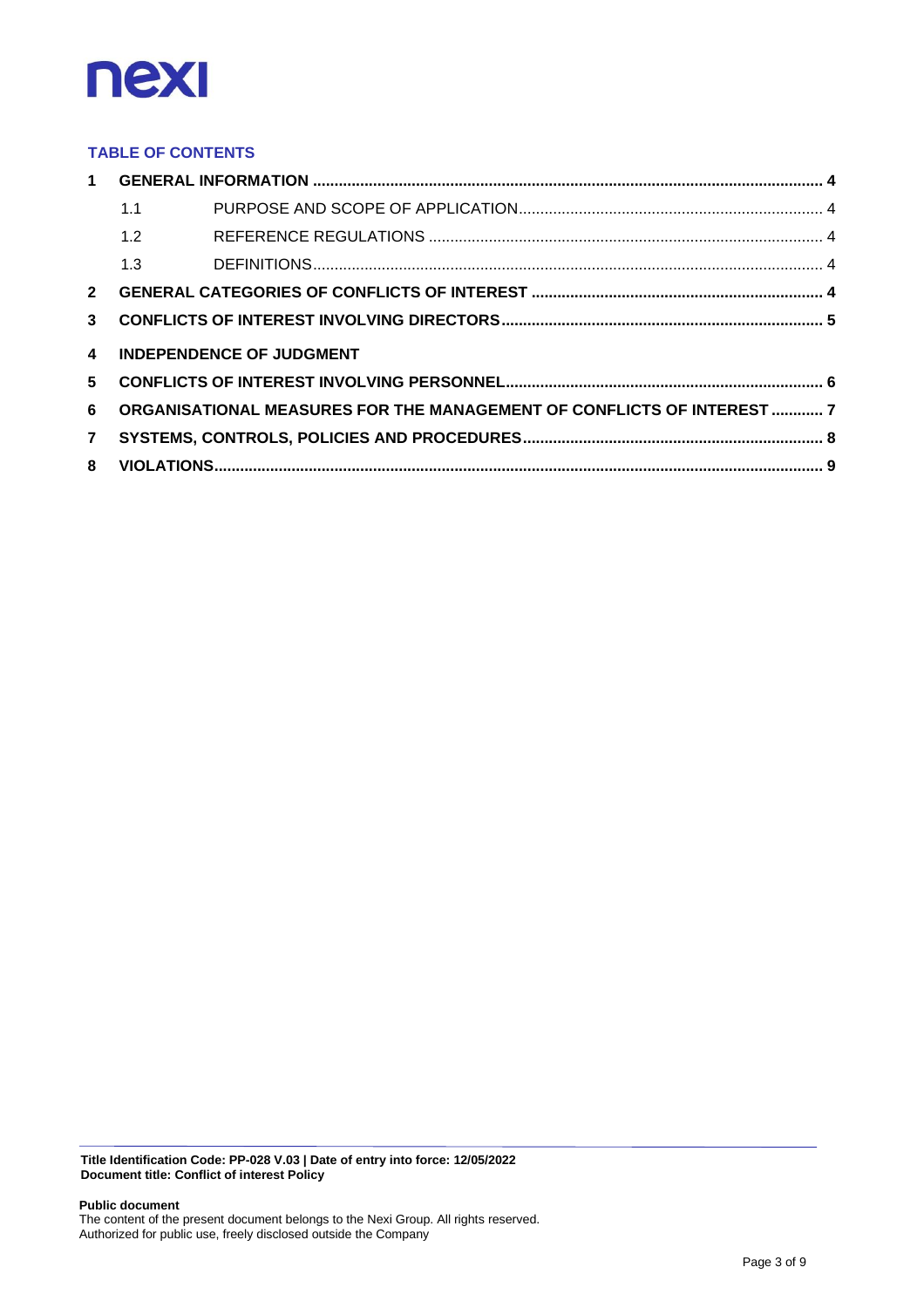**TABLE OF CONTENTS**

| | | | |
|---|---|---|---|
| **1** | **GENERAL INFORMATION** | | **4** |
| | 1.1 | PURPOSE AND SCOPE OF APPLICATION | 4 |
| | 1.2 | REFERENCE REGULATIONS | 4 |
| | 1.3 | DEFINITIONS | 4 |
| **2** | **GENERAL CATEGORIES OF CONFLICTS OF INTEREST** | | **4** |
| **3** | **CONFLICTS OF INTEREST INVOLVING DIRECTORS** | | **5** |
| **4** | **INDEPENDENCE OF JUDGMENT** | | |
| **5** | **CONFLICTS OF INTEREST INVOLVING PERSONNEL** | | **6** |
| **6** | **ORGANISATIONAL MEASURES FOR THE MANAGEMENT OF CONFLICTS OF INTEREST** | | **7** |
| **7** | **SYSTEMS, CONTROLS, POLICIES AND PROCEDURES** | | **8** |
| **8** | **VIOLATIONS** | | **9** |

**Title Identification Code: PP-028 V.03 | Date of entry into force: 12/05/2022**
**Document title: Conflict of interest Policy**

**Public document**
The content of the present document belongs to the Nexi Group. All rights reserved.
Authorized for public use, freely disclosed outside the Company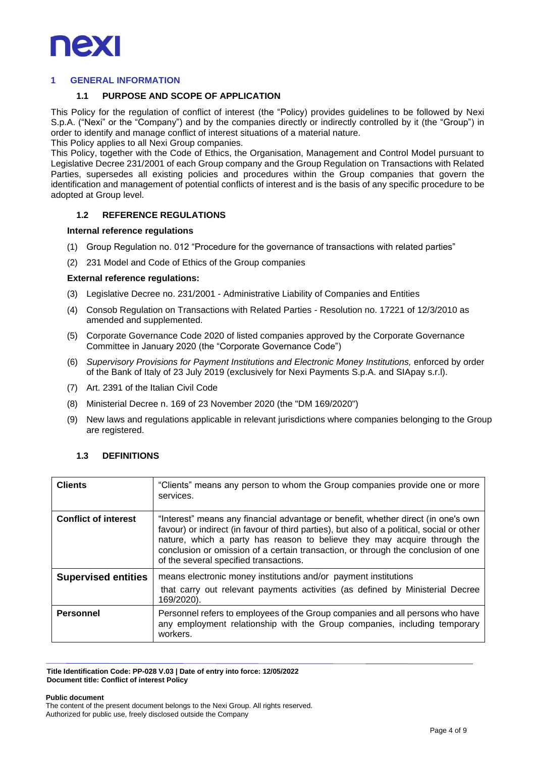# 1 GENERAL INFORMATION

## 1.1 PURPOSE AND SCOPE OF APPLICATION

This Policy for the regulation of conflict of interest (the "Policy") provides guidelines to be followed by Nexi S.p.A. ("Nexi" or the "Company") and by the companies directly or indirectly controlled by it (the "Group") in order to identify and manage conflict of interest situations of a material nature.

This Policy applies to all Nexi Group companies.

This Policy, together with the Code of Ethics, the Organisation, Management and Control Model pursuant to Legislative Decree 231/2001 of each Group company and the Group Regulation on Transactions with Related Parties, supersedes all existing policies and procedures within the Group companies that govern the identification and management of potential conflicts of interest and is the basis of any specific procedure to be adopted at Group level.

## 1.2 REFERENCE REGULATIONS

**Internal reference regulations**

(1) Group Regulation no. 012 "Procedure for the governance of transactions with related parties"

(2) 231 Model and Code of Ethics of the Group companies

**External reference regulations:**

(3) Legislative Decree no. 231/2001 - Administrative Liability of Companies and Entities

(4) Consob Regulation on Transactions with Related Parties - Resolution no. 17221 of 12/3/2010 as amended and supplemented.

(5) Corporate Governance Code 2020 of listed companies approved by the Corporate Governance Committee in January 2020 (the "Corporate Governance Code")

(6) *Supervisory Provisions for Payment Institutions and Electronic Money Institutions,* enforced by order of the Bank of Italy of 23 July 2019 (exclusively for Nexi Payments S.p.A. and SIApay s.r.l).

(7) Art. 2391 of the Italian Civil Code

(8) Ministerial Decree n. 169 of 23 November 2020 (the "DM 169/2020")

(9) New laws and regulations applicable in relevant jurisdictions where companies belonging to the Group are registered.

## 1.3 DEFINITIONS

| | |
|---|---|
| **Clients** | "Clients" means any person to whom the Group companies provide one or more services. |
| **Conflict of interest** | "Interest" means any financial advantage or benefit, whether direct (in one's own favour) or indirect (in favour of third parties), but also of a political, social or other nature, which a party has reason to believe they may acquire through the conclusion or omission of a certain transaction, or through the conclusion of one of the several specified transactions. |
| **Supervised entities** | means electronic money institutions and/or payment institutions that carry out relevant payments activities (as defined by Ministerial Decree 169/2020). |
| **Personnel** | Personnel refers to employees of the Group companies and all persons who have any employment relationship with the Group companies, including temporary workers. |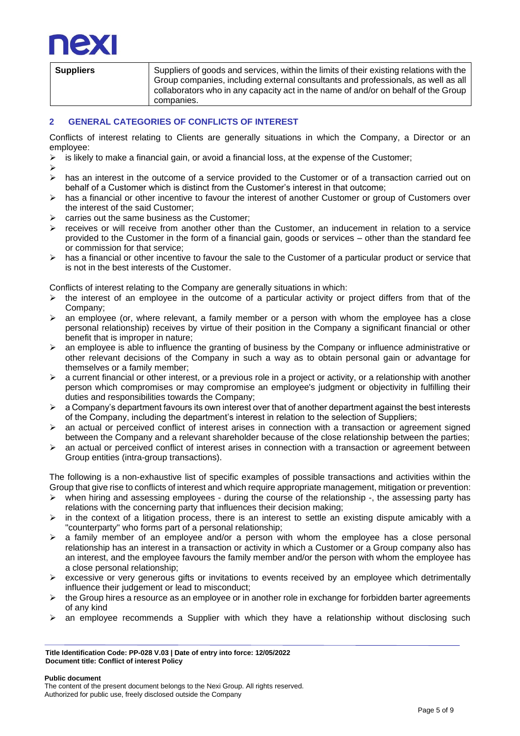| Suppliers | Suppliers of goods and services, within the limits of their existing relations with the Group companies, including external consultants and professionals, as well as all collaborators who in any capacity act in the name of and/or on behalf of the Group companies. |
|---|---|

## 2 GENERAL CATEGORIES OF CONFLICTS OF INTEREST

Conflicts of interest relating to Clients are generally situations in which the Company, a Director or an employee:

- is likely to make a financial gain, or avoid a financial loss, at the expense of the Customer;
- has an interest in the outcome of a service provided to the Customer or of a transaction carried out on behalf of a Customer which is distinct from the Customer's interest in that outcome;
- has a financial or other incentive to favour the interest of another Customer or group of Customers over the interest of the said Customer;
- carries out the same business as the Customer;
- receives or will receive from another other than the Customer, an inducement in relation to a service provided to the Customer in the form of a financial gain, goods or services – other than the standard fee or commission for that service;
- has a financial or other incentive to favour the sale to the Customer of a particular product or service that is not in the best interests of the Customer.

Conflicts of interest relating to the Company are generally situations in which:

- the interest of an employee in the outcome of a particular activity or project differs from that of the Company;
- an employee (or, where relevant, a family member or a person with whom the employee has a close personal relationship) receives by virtue of their position in the Company a significant financial or other benefit that is improper in nature;
- an employee is able to influence the granting of business by the Company or influence administrative or other relevant decisions of the Company in such a way as to obtain personal gain or advantage for themselves or a family member;
- a current financial or other interest, or a previous role in a project or activity, or a relationship with another person which compromises or may compromise an employee's judgment or objectivity in fulfilling their duties and responsibilities towards the Company;
- a Company's department favours its own interest over that of another department against the best interests of the Company, including the department's interest in relation to the selection of Suppliers;
- an actual or perceived conflict of interest arises in connection with a transaction or agreement signed between the Company and a relevant shareholder because of the close relationship between the parties;
- an actual or perceived conflict of interest arises in connection with a transaction or agreement between Group entities (intra-group transactions).

The following is a non-exhaustive list of specific examples of possible transactions and activities within the Group that give rise to conflicts of interest and which require appropriate management, mitigation or prevention:

- when hiring and assessing employees - during the course of the relationship -, the assessing party has relations with the concerning party that influences their decision making;
- in the context of a litigation process, there is an interest to settle an existing dispute amicably with a "counterparty" who forms part of a personal relationship;
- a family member of an employee and/or a person with whom the employee has a close personal relationship has an interest in a transaction or activity in which a Customer or a Group company also has an interest, and the employee favours the family member and/or the person with whom the employee has a close personal relationship;
- excessive or very generous gifts or invitations to events received by an employee which detrimentally influence their judgement or lead to misconduct;
- the Group hires a resource as an employee or in another role in exchange for forbidden barter agreements of any kind
- an employee recommends a Supplier with which they have a relationship without disclosing such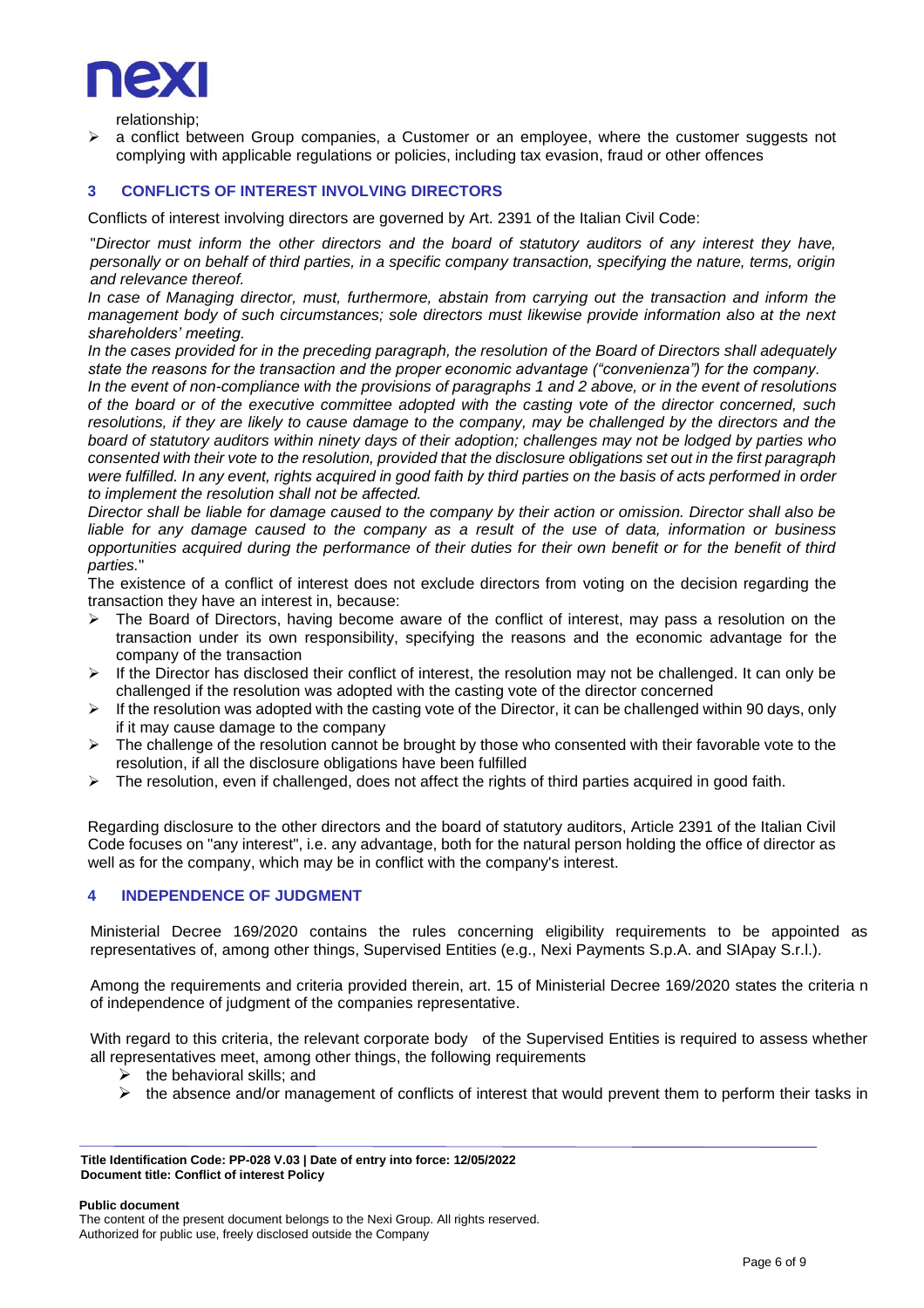relationship;

- a conflict between Group companies, a Customer or an employee, where the customer suggests not complying with applicable regulations or policies, including tax evasion, fraud or other offences

## 3 CONFLICTS OF INTEREST INVOLVING DIRECTORS

Conflicts of interest involving directors are governed by Art. 2391 of the Italian Civil Code:

"*Director must inform the other directors and the board of statutory auditors of any interest they have, personally or on behalf of third parties, in a specific company transaction, specifying the nature, terms, origin and relevance thereof.*

*In case of Managing director, must, furthermore, abstain from carrying out the transaction and inform the management body of such circumstances; sole directors must likewise provide information also at the next shareholders' meeting.*

*In the cases provided for in the preceding paragraph, the resolution of the Board of Directors shall adequately state the reasons for the transaction and the proper economic advantage ("convenienza") for the company.*

*In the event of non-compliance with the provisions of paragraphs 1 and 2 above, or in the event of resolutions of the board or of the executive committee adopted with the casting vote of the director concerned, such resolutions, if they are likely to cause damage to the company, may be challenged by the directors and the board of statutory auditors within ninety days of their adoption; challenges may not be lodged by parties who consented with their vote to the resolution, provided that the disclosure obligations set out in the first paragraph were fulfilled. In any event, rights acquired in good faith by third parties on the basis of acts performed in order to implement the resolution shall not be affected.*

*Director shall be liable for damage caused to the company by their action or omission. Director shall also be liable for any damage caused to the company as a result of the use of data, information or business opportunities acquired during the performance of their duties for their own benefit or for the benefit of third parties.*"

The existence of a conflict of interest does not exclude directors from voting on the decision regarding the transaction they have an interest in, because:

- The Board of Directors, having become aware of the conflict of interest, may pass a resolution on the transaction under its own responsibility, specifying the reasons and the economic advantage for the company of the transaction
- If the Director has disclosed their conflict of interest, the resolution may not be challenged. It can only be challenged if the resolution was adopted with the casting vote of the director concerned
- If the resolution was adopted with the casting vote of the Director, it can be challenged within 90 days, only if it may cause damage to the company
- The challenge of the resolution cannot be brought by those who consented with their favorable vote to the resolution, if all the disclosure obligations have been fulfilled
- The resolution, even if challenged, does not affect the rights of third parties acquired in good faith.

Regarding disclosure to the other directors and the board of statutory auditors, Article 2391 of the Italian Civil Code focuses on "any interest", i.e. any advantage, both for the natural person holding the office of director as well as for the company, which may be in conflict with the company's interest.

## 4 INDEPENDENCE OF JUDGMENT

Ministerial Decree 169/2020 contains the rules concerning eligibility requirements to be appointed as representatives of, among other things, Supervised Entities (e.g., Nexi Payments S.p.A. and SIApay S.r.l.).

Among the requirements and criteria provided therein, art. 15 of Ministerial Decree 169/2020 states the criteria n of independence of judgment of the companies representative.

With regard to this criteria, the relevant corporate body of the Supervised Entities is required to assess whether all representatives meet, among other things, the following requirements

- the behavioral skills; and
- the absence and/or management of conflicts of interest that would prevent them to perform their tasks in

Title Identification Code: PP-028 V.03 | Date of entry into force: 12/05/2022
Document title: Conflict of interest Policy

**Public document**
The content of the present document belongs to the Nexi Group. All rights reserved.
Authorized for public use, freely disclosed outside the Company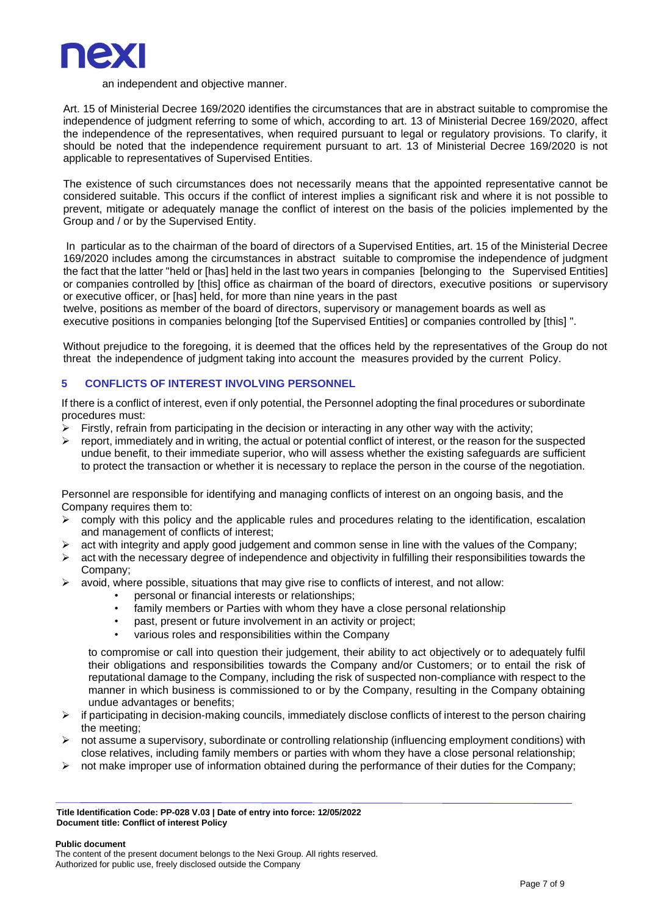an independent and objective manner.

Art. 15 of Ministerial Decree 169/2020 identifies the circumstances that are in abstract suitable to compromise the independence of judgment referring to some of which, according to art. 13 of Ministerial Decree 169/2020, affect the independence of the representatives, when required pursuant to legal or regulatory provisions. To clarify, it should be noted that the independence requirement pursuant to art. 13 of Ministerial Decree 169/2020 is not applicable to representatives of Supervised Entities.

The existence of such circumstances does not necessarily means that the appointed representative cannot be considered suitable. This occurs if the conflict of interest implies a significant risk and where it is not possible to prevent, mitigate or adequately manage the conflict of interest on the basis of the policies implemented by the Group and / or by the Supervised Entity.

In particular as to the chairman of the board of directors of a Supervised Entities, art. 15 of the Ministerial Decree 169/2020 includes among the circumstances in abstract suitable to compromise the independence of judgment the fact that the latter "held or [has] held in the last two years in companies [belonging to the Supervised Entities] or companies controlled by [this] office as chairman of the board of directors, executive positions or supervisory or executive officer, or [has] held, for more than nine years in the past twelve, positions as member of the board of directors, supervisory or management boards as well as executive positions in companies belonging [tof the Supervised Entities] or companies controlled by [this] ".

Without prejudice to the foregoing, it is deemed that the offices held by the representatives of the Group do not threat the independence of judgment taking into account the measures provided by the current Policy.

## 5 CONFLICTS OF INTEREST INVOLVING PERSONNEL

If there is a conflict of interest, even if only potential, the Personnel adopting the final procedures or subordinate procedures must:

- Firstly, refrain from participating in the decision or interacting in any other way with the activity;
- report, immediately and in writing, the actual or potential conflict of interest, or the reason for the suspected undue benefit, to their immediate superior, who will assess whether the existing safeguards are sufficient to protect the transaction or whether it is necessary to replace the person in the course of the negotiation.

Personnel are responsible for identifying and managing conflicts of interest on an ongoing basis, and the Company requires them to:

- comply with this policy and the applicable rules and procedures relating to the identification, escalation and management of conflicts of interest;
- act with integrity and apply good judgement and common sense in line with the values of the Company;
- act with the necessary degree of independence and objectivity in fulfilling their responsibilities towards the Company;
- avoid, where possible, situations that may give rise to conflicts of interest, and not allow:
  - personal or financial interests or relationships;
  - family members or Parties with whom they have a close personal relationship
  - past, present or future involvement in an activity or project;
  - various roles and responsibilities within the Company

  to compromise or call into question their judgement, their ability to act objectively or to adequately fulfil their obligations and responsibilities towards the Company and/or Customers; or to entail the risk of reputational damage to the Company, including the risk of suspected non-compliance with respect to the manner in which business is commissioned to or by the Company, resulting in the Company obtaining undue advantages or benefits;
- if participating in decision-making councils, immediately disclose conflicts of interest to the person chairing the meeting;
- not assume a supervisory, subordinate or controlling relationship (influencing employment conditions) with close relatives, including family members or parties with whom they have a close personal relationship;
- not make improper use of information obtained during the performance of their duties for the Company;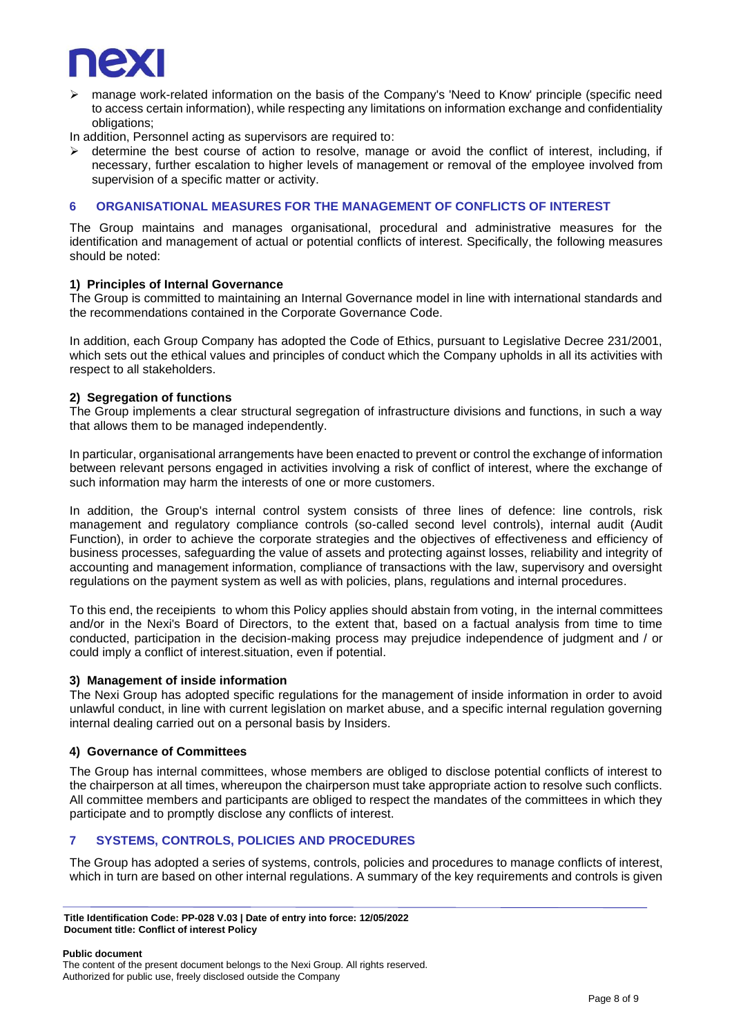- manage work-related information on the basis of the Company's 'Need to Know' principle (specific need to access certain information), while respecting any limitations on information exchange and confidentiality obligations;

In addition, Personnel acting as supervisors are required to:

- determine the best course of action to resolve, manage or avoid the conflict of interest, including, if necessary, further escalation to higher levels of management or removal of the employee involved from supervision of a specific matter or activity.

## 6 ORGANISATIONAL MEASURES FOR THE MANAGEMENT OF CONFLICTS OF INTEREST

The Group maintains and manages organisational, procedural and administrative measures for the identification and management of actual or potential conflicts of interest. Specifically, the following measures should be noted:

**1) Principles of Internal Governance**

The Group is committed to maintaining an Internal Governance model in line with international standards and the recommendations contained in the Corporate Governance Code.

In addition, each Group Company has adopted the Code of Ethics, pursuant to Legislative Decree 231/2001, which sets out the ethical values and principles of conduct which the Company upholds in all its activities with respect to all stakeholders.

**2) Segregation of functions**

The Group implements a clear structural segregation of infrastructure divisions and functions, in such a way that allows them to be managed independently.

In particular, organisational arrangements have been enacted to prevent or control the exchange of information between relevant persons engaged in activities involving a risk of conflict of interest, where the exchange of such information may harm the interests of one or more customers.

In addition, the Group's internal control system consists of three lines of defence: line controls, risk management and regulatory compliance controls (so-called second level controls), internal audit (Audit Function), in order to achieve the corporate strategies and the objectives of effectiveness and efficiency of business processes, safeguarding the value of assets and protecting against losses, reliability and integrity of accounting and management information, compliance of transactions with the law, supervisory and oversight regulations on the payment system as well as with policies, plans, regulations and internal procedures.

To this end, the receipients to whom this Policy applies should abstain from voting, in the internal committees and/or in the Nexi's Board of Directors, to the extent that, based on a factual analysis from time to time conducted, participation in the decision-making process may prejudice independence of judgment and / or could imply a conflict of interest.situation, even if potential.

**3) Management of inside information**

The Nexi Group has adopted specific regulations for the management of inside information in order to avoid unlawful conduct, in line with current legislation on market abuse, and a specific internal regulation governing internal dealing carried out on a personal basis by Insiders.

**4) Governance of Committees**

The Group has internal committees, whose members are obliged to disclose potential conflicts of interest to the chairperson at all times, whereupon the chairperson must take appropriate action to resolve such conflicts. All committee members and participants are obliged to respect the mandates of the committees in which they participate and to promptly disclose any conflicts of interest.

## 7 SYSTEMS, CONTROLS, POLICIES AND PROCEDURES

The Group has adopted a series of systems, controls, policies and procedures to manage conflicts of interest, which in turn are based on other internal regulations. A summary of the key requirements and controls is given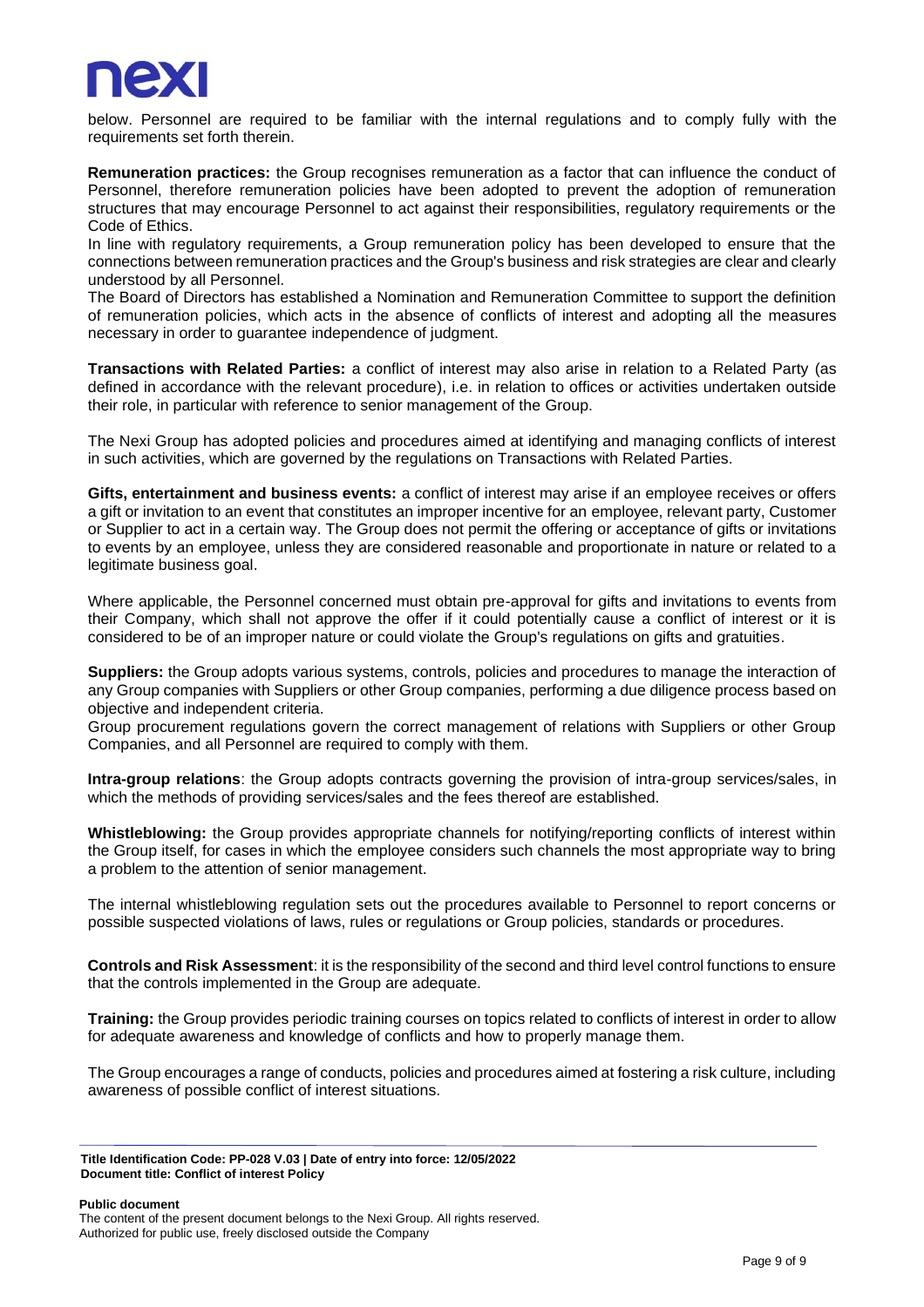below. Personnel are required to be familiar with the internal regulations and to comply fully with the requirements set forth therein.

**Remuneration practices:** the Group recognises remuneration as a factor that can influence the conduct of Personnel, therefore remuneration policies have been adopted to prevent the adoption of remuneration structures that may encourage Personnel to act against their responsibilities, regulatory requirements or the Code of Ethics.
In line with regulatory requirements, a Group remuneration policy has been developed to ensure that the connections between remuneration practices and the Group's business and risk strategies are clear and clearly understood by all Personnel.
The Board of Directors has established a Nomination and Remuneration Committee to support the definition of remuneration policies, which acts in the absence of conflicts of interest and adopting all the measures necessary in order to guarantee independence of judgment.

**Transactions with Related Parties:** a conflict of interest may also arise in relation to a Related Party (as defined in accordance with the relevant procedure), i.e. in relation to offices or activities undertaken outside their role, in particular with reference to senior management of the Group.

The Nexi Group has adopted policies and procedures aimed at identifying and managing conflicts of interest in such activities, which are governed by the regulations on Transactions with Related Parties.

**Gifts, entertainment and business events:** a conflict of interest may arise if an employee receives or offers a gift or invitation to an event that constitutes an improper incentive for an employee, relevant party, Customer or Supplier to act in a certain way. The Group does not permit the offering or acceptance of gifts or invitations to events by an employee, unless they are considered reasonable and proportionate in nature or related to a legitimate business goal.

Where applicable, the Personnel concerned must obtain pre-approval for gifts and invitations to events from their Company, which shall not approve the offer if it could potentially cause a conflict of interest or it is considered to be of an improper nature or could violate the Group's regulations on gifts and gratuities.

**Suppliers:** the Group adopts various systems, controls, policies and procedures to manage the interaction of any Group companies with Suppliers or other Group companies, performing a due diligence process based on objective and independent criteria.
Group procurement regulations govern the correct management of relations with Suppliers or other Group Companies, and all Personnel are required to comply with them.

**Intra-group relations**: the Group adopts contracts governing the provision of intra-group services/sales, in which the methods of providing services/sales and the fees thereof are established.

**Whistleblowing:** the Group provides appropriate channels for notifying/reporting conflicts of interest within the Group itself, for cases in which the employee considers such channels the most appropriate way to bring a problem to the attention of senior management.

The internal whistleblowing regulation sets out the procedures available to Personnel to report concerns or possible suspected violations of laws, rules or regulations or Group policies, standards or procedures.

**Controls and Risk Assessment**: it is the responsibility of the second and third level control functions to ensure that the controls implemented in the Group are adequate.

**Training:** the Group provides periodic training courses on topics related to conflicts of interest in order to allow for adequate awareness and knowledge of conflicts and how to properly manage them.

The Group encourages a range of conducts, policies and procedures aimed at fostering a risk culture, including awareness of possible conflict of interest situations.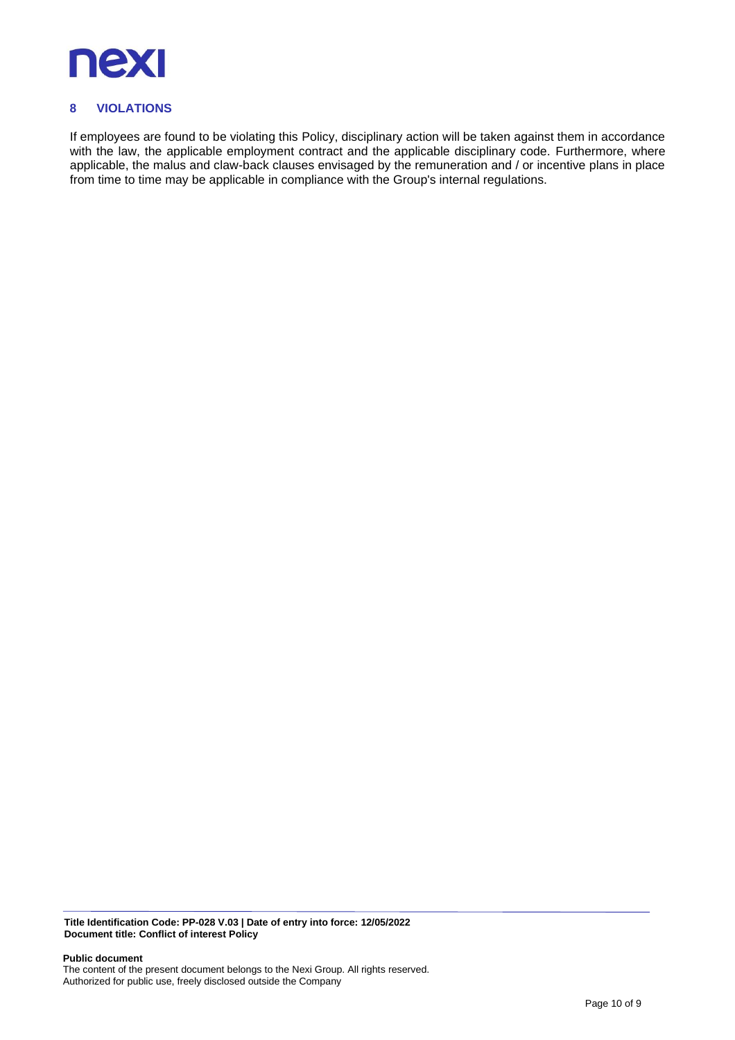## 8 VIOLATIONS

If employees are found to be violating this Policy, disciplinary action will be taken against them in accordance with the law, the applicable employment contract and the applicable disciplinary code. Furthermore, where applicable, the malus and claw-back clauses envisaged by the remuneration and / or incentive plans in place from time to time may be applicable in compliance with the Group's internal regulations.